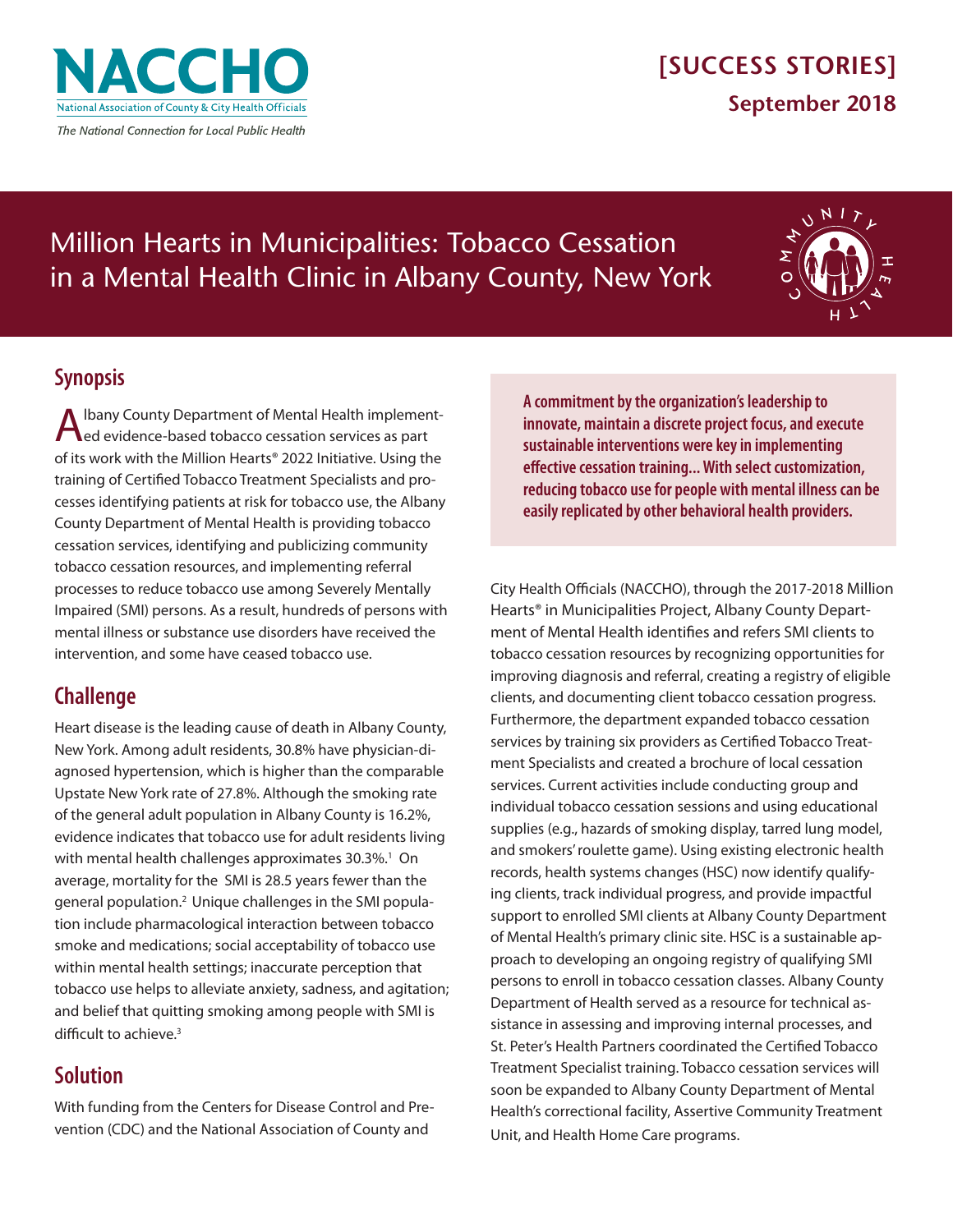NACCHO
National Association of County & City Health Officials

*The National Connection for Local Public Health*

**[SUCCESS STORIES]**
**September 2018**

# Million Hearts in Municipalities: Tobacco Cessation in a Mental Health Clinic in Albany County, New York

## Synopsis

Albany County Department of Mental Health implemented evidence-based tobacco cessation services as part of its work with the Million Hearts® 2022 Initiative. Using the training of Certified Tobacco Treatment Specialists and processes identifying patients at risk for tobacco use, the Albany County Department of Mental Health is providing tobacco cessation services, identifying and publicizing community tobacco cessation resources, and implementing referral processes to reduce tobacco use among Severely Mentally Impaired (SMI) persons. As a result, hundreds of persons with mental illness or substance use disorders have received the intervention, and some have ceased tobacco use.

## Challenge

Heart disease is the leading cause of death in Albany County, New York. Among adult residents, 30.8% have physician-diagnosed hypertension, which is higher than the comparable Upstate New York rate of 27.8%. Although the smoking rate of the general adult population in Albany County is 16.2%, evidence indicates that tobacco use for adult residents living with mental health challenges approximates 30.3%.[1] On average, mortality for the SMI is 28.5 years fewer than the general population.[2] Unique challenges in the SMI population include pharmacological interaction between tobacco smoke and medications; social acceptability of tobacco use within mental health settings; inaccurate perception that tobacco use helps to alleviate anxiety, sadness, and agitation; and belief that quitting smoking among people with SMI is difficult to achieve.[3]

## Solution

With funding from the Centers for Disease Control and Prevention (CDC) and the National Association of County and City Health Officials (NACCHO), through the 2017-2018 Million Hearts® in Municipalities Project, Albany County Department of Mental Health identifies and refers SMI clients to tobacco cessation resources by recognizing opportunities for improving diagnosis and referral, creating a registry of eligible clients, and documenting client tobacco cessation progress. Furthermore, the department expanded tobacco cessation services by training six providers as Certified Tobacco Treatment Specialists and created a brochure of local cessation services. Current activities include conducting group and individual tobacco cessation sessions and using educational supplies (e.g., hazards of smoking display, tarred lung model, and smokers' roulette game). Using existing electronic health records, health systems changes (HSC) now identify qualifying clients, track individual progress, and provide impactful support to enrolled SMI clients at Albany County Department of Mental Health's primary clinic site. HSC is a sustainable approach to developing an ongoing registry of qualifying SMI persons to enroll in tobacco cessation classes. Albany County Department of Health served as a resource for technical assistance in assessing and improving internal processes, and St. Peter's Health Partners coordinated the Certified Tobacco Treatment Specialist training. Tobacco cessation services will soon be expanded to Albany County Department of Mental Health's correctional facility, Assertive Community Treatment Unit, and Health Home Care programs.

> **A commitment by the organization's leadership to innovate, maintain a discrete project focus, and execute sustainable interventions were key in implementing effective cessation training... With select customization, reducing tobacco use for people with mental illness can be easily replicated by other behavioral health providers.**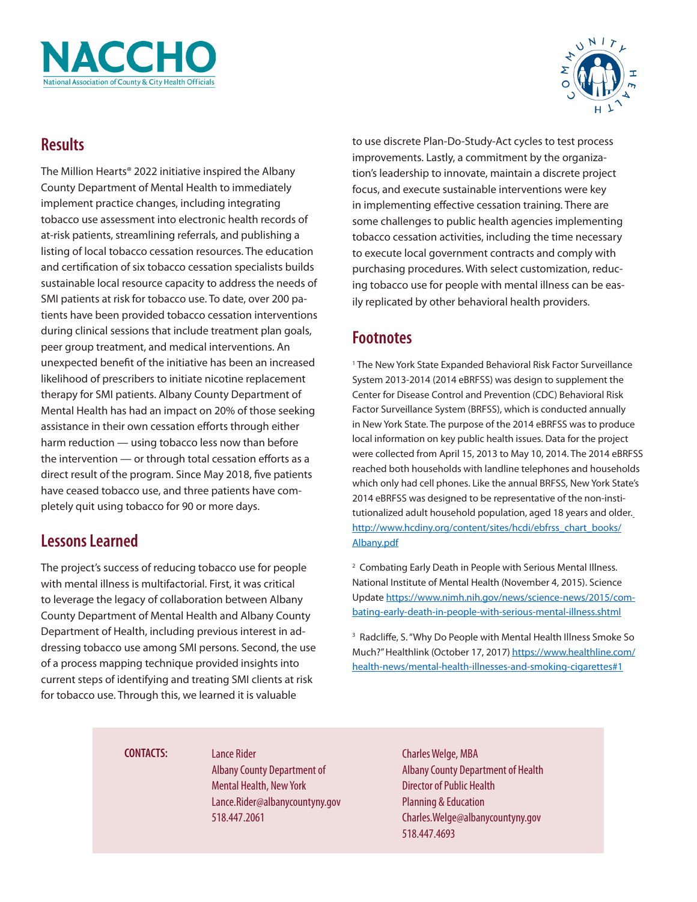## Results

The Million Hearts® 2022 initiative inspired the Albany County Department of Mental Health to immediately implement practice changes, including integrating tobacco use assessment into electronic health records of at-risk patients, streamlining referrals, and publishing a listing of local tobacco cessation resources. The education and certification of six tobacco cessation specialists builds sustainable local resource capacity to address the needs of SMI patients at risk for tobacco use. To date, over 200 patients have been provided tobacco cessation interventions during clinical sessions that include treatment plan goals, peer group treatment, and medical interventions. An unexpected benefit of the initiative has been an increased likelihood of prescribers to initiate nicotine replacement therapy for SMI patients. Albany County Department of Mental Health has had an impact on 20% of those seeking assistance in their own cessation efforts through either harm reduction — using tobacco less now than before the intervention — or through total cessation efforts as a direct result of the program. Since May 2018, five patients have ceased tobacco use, and three patients have completely quit using tobacco for 90 or more days.

## Lessons Learned

The project's success of reducing tobacco use for people with mental illness is multifactorial. First, it was critical to leverage the legacy of collaboration between Albany County Department of Mental Health and Albany County Department of Health, including previous interest in addressing tobacco use among SMI persons. Second, the use of a process mapping technique provided insights into current steps of identifying and treating SMI clients at risk for tobacco use. Through this, we learned it is valuable to use discrete Plan-Do-Study-Act cycles to test process improvements. Lastly, a commitment by the organization's leadership to innovate, maintain a discrete project focus, and execute sustainable interventions were key in implementing effective cessation training. There are some challenges to public health agencies implementing tobacco cessation activities, including the time necessary to execute local government contracts and comply with purchasing procedures. With select customization, reducing tobacco use for people with mental illness can be easily replicated by other behavioral health providers.

## Footnotes

[1] The New York State Expanded Behavioral Risk Factor Surveillance System 2013-2014 (2014 eBRFSS) was design to supplement the Center for Disease Control and Prevention (CDC) Behavioral Risk Factor Surveillance System (BRFSS), which is conducted annually in New York State. The purpose of the 2014 eBRFSS was to produce local information on key public health issues. Data for the project were collected from April 15, 2013 to May 10, 2014. The 2014 eBRFSS reached both households with landline telephones and households which only had cell phones. Like the annual BRFSS, New York State's 2014 eBRFSS was designed to be representative of the non-institutionalized adult household population, aged 18 years and older. http://www.hcdiny.org/content/sites/hcdi/ebfrss_chart_books/Albany.pdf

[2] Combating Early Death in People with Serious Mental Illness. National Institute of Mental Health (November 4, 2015). Science Update https://www.nimh.nih.gov/news/science-news/2015/combating-early-death-in-people-with-serious-mental-illness.shtml

[3] Radcliffe, S. "Why Do People with Mental Health Illness Smoke So Much?" Healthlink (October 17, 2017) https://www.healthline.com/health-news/mental-health-illnesses-and-smoking-cigarettes#1

**CONTACTS:**

Lance Rider
Albany County Department of Mental Health, New York
Lance.Rider@albanycountyny.gov
518.447.2061

Charles Welge, MBA
Albany County Department of Health
Director of Public Health Planning & Education
Charles.Welge@albanycountyny.gov
518.447.4693